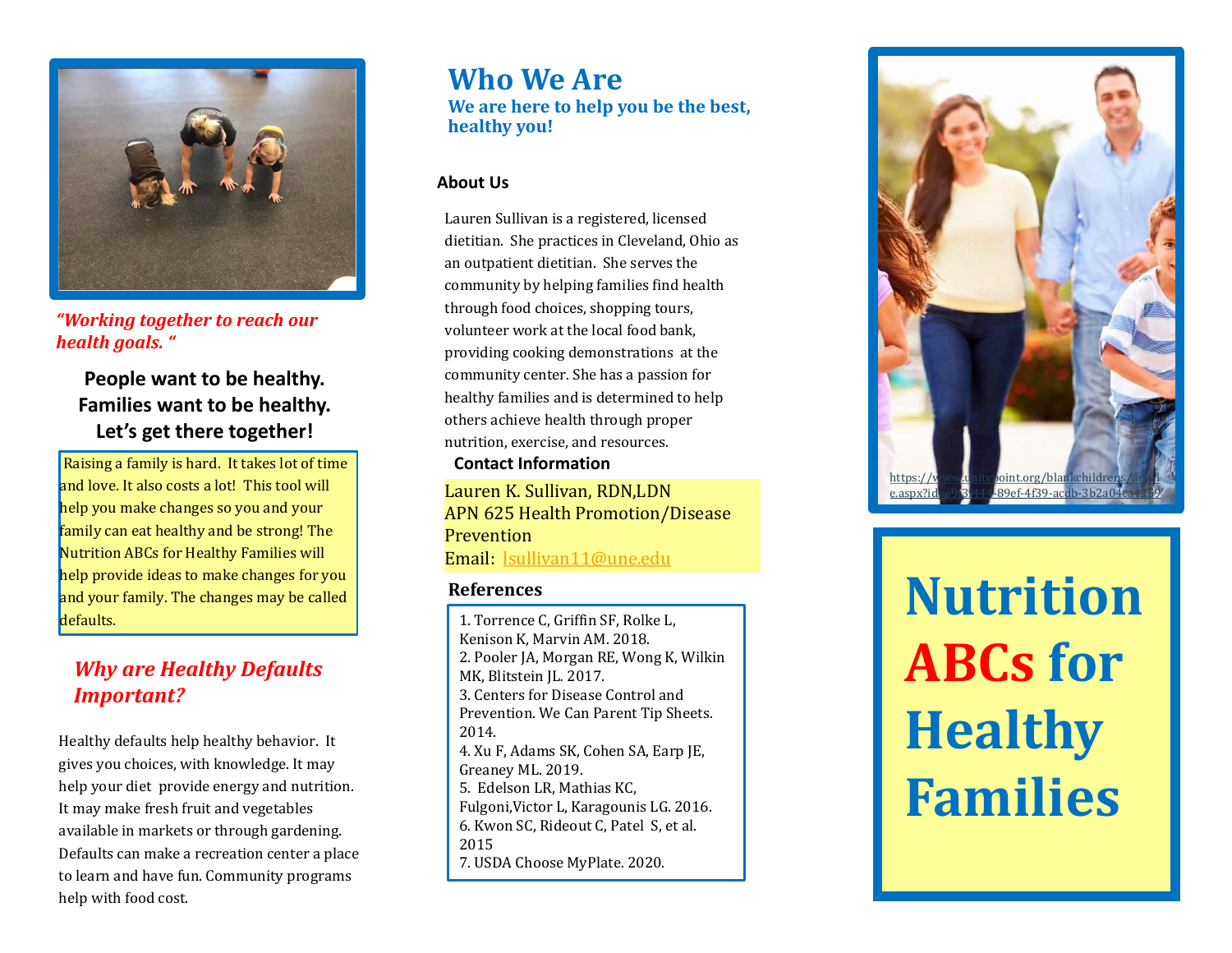*"Working together to reach our health goals. "*

**People want to be healthy. Families want to be healthy. Let's get there together!**

Raising a family is hard. It takes lot of time and love. It also costs a lot! This tool will help you make changes so you and your family can eat healthy and be strong! The Nutrition ABCs for Healthy Families will help provide ideas to make changes for you and your family. The changes may be called defaults.

## *Why are Healthy Defaults Important?*

Healthy defaults help healthy behavior. It gives you choices, with knowledge. It may help your diet provide energy and nutrition. It may make fresh fruit and vegetables available in markets or through gardening. Defaults can make a recreation center a place to learn and have fun. Community programs help with food cost.

# Who We Are

**We are here to help you be the best, healthy you!**

### About Us

Lauren Sullivan is a registered, licensed dietitian. She practices in Cleveland, Ohio as an outpatient dietitian. She serves the community by helping families find health through food choices, shopping tours, volunteer work at the local food bank, providing cooking demonstrations at the community center. She has a passion for healthy families and is determined to help others achieve health through proper nutrition, exercise, and resources.

### Contact Information

Lauren K. Sullivan, RDN,LDN
APN 625 Health Promotion/Disease Prevention
Email: lsullivan11@une.edu

### References

1. Torrence C, Griffin SF, Rolke L, Kenison K, Marvin AM. 2018.
2. Pooler JA, Morgan RE, Wong K, Wilkin MK, Blitstein JL. 2017.
3. Centers for Disease Control and Prevention. We Can Parent Tip Sheets. 2014.
4. Xu F, Adams SK, Cohen SA, Earp JE, Greaney ML. 2019.
5. Edelson LR, Mathias KC, Fulgoni,Victor L, Karagounis LG. 2016.
6. Kwon SC, Rideout C, Patel S, et al. 2015
7. USDA Choose MyPlate. 2020.

https://www.unitypoint.org/blankchildrens/article.aspx?id=a9f3944-89ef-4f39-acdb-3b2a04ca4259

# Nutrition ABCs for Healthy Families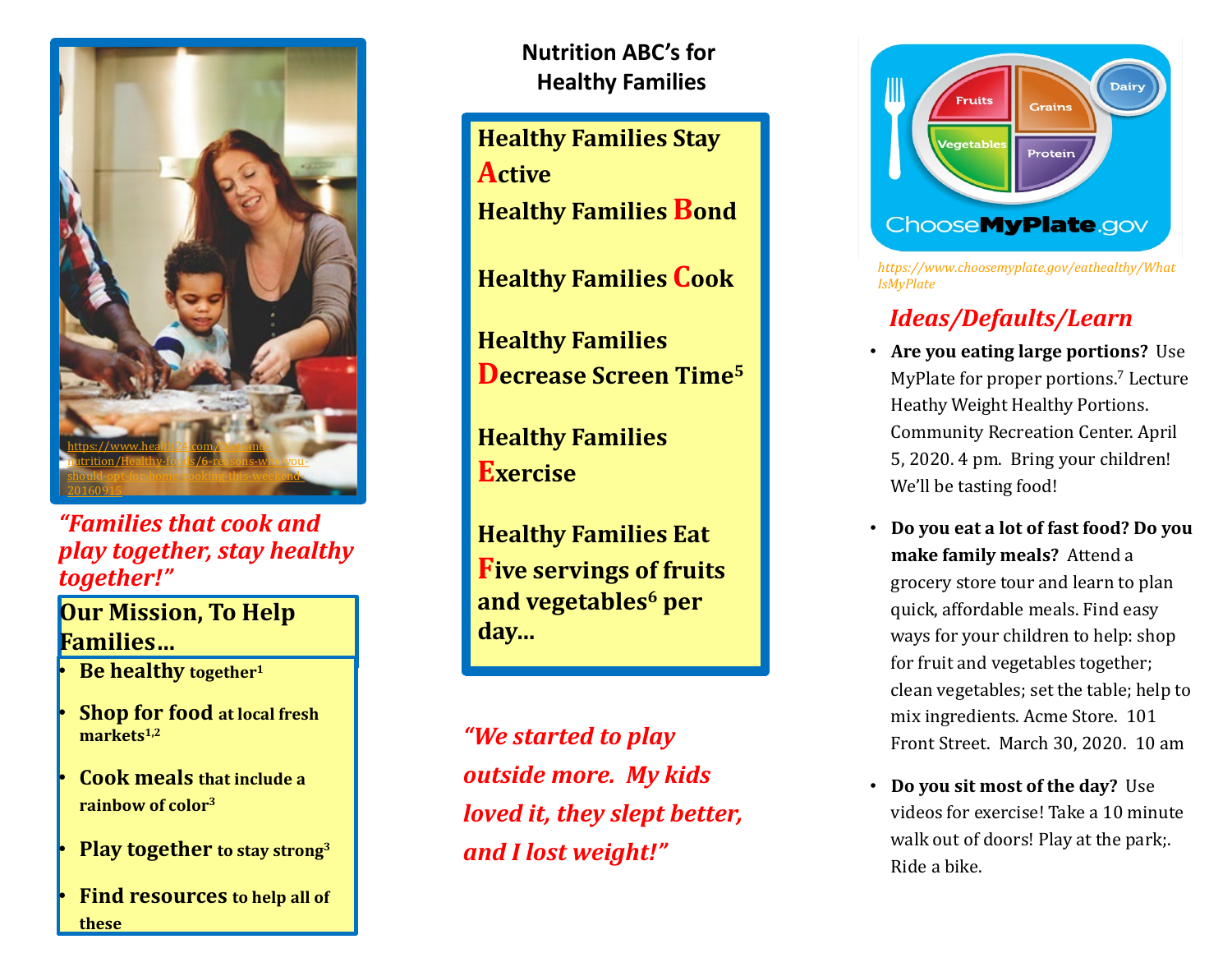https://www.health24.com/Diet-and-nutrition/Healthy-foods/6-reasons-why-you-should-opt-for-home-cooking-this-weekend-20160915

*"Families that cook and play together, stay healthy together!"*

**Our Mission, To Help Families…**

- **Be healthy together**[1]
- **Shop for food at local fresh markets**[1,2]
- **Cook meals that include a rainbow of color**[3]
- **Play together to stay strong**[3]
- **Find resources to help all of these**

## Nutrition ABC's for Healthy Families

**Healthy Families Stay Active**

**Healthy Families Bond**

**Healthy Families Cook**

**Healthy Families Decrease Screen Time**[5]

**Healthy Families Exercise**

**Healthy Families Eat Five servings of fruits and vegetables**[6] **per day…**

*"We started to play outside more. My kids loved it, they slept better, and I lost weight!"*

Fruits
Grains
Dairy
Vegetables
Protein
ChooseMyPlate.gov

*https://www.choosemyplate.gov/eathealthy/WhatIsMyPlate*

## *Ideas/Defaults/Learn*

- **Are you eating large portions?** Use MyPlate for proper portions.[7] Lecture Heathy Weight Healthy Portions. Community Recreation Center. April 5, 2020. 4 pm. Bring your children! We'll be tasting food!
- **Do you eat a lot of fast food? Do you make family meals?** Attend a grocery store tour and learn to plan quick, affordable meals. Find easy ways for your children to help: shop for fruit and vegetables together; clean vegetables; set the table; help to mix ingredients. Acme Store. 101 Front Street. March 30, 2020. 10 am
- **Do you sit most of the day?** Use videos for exercise! Take a 10 minute walk out of doors! Play at the park;. Ride a bike.